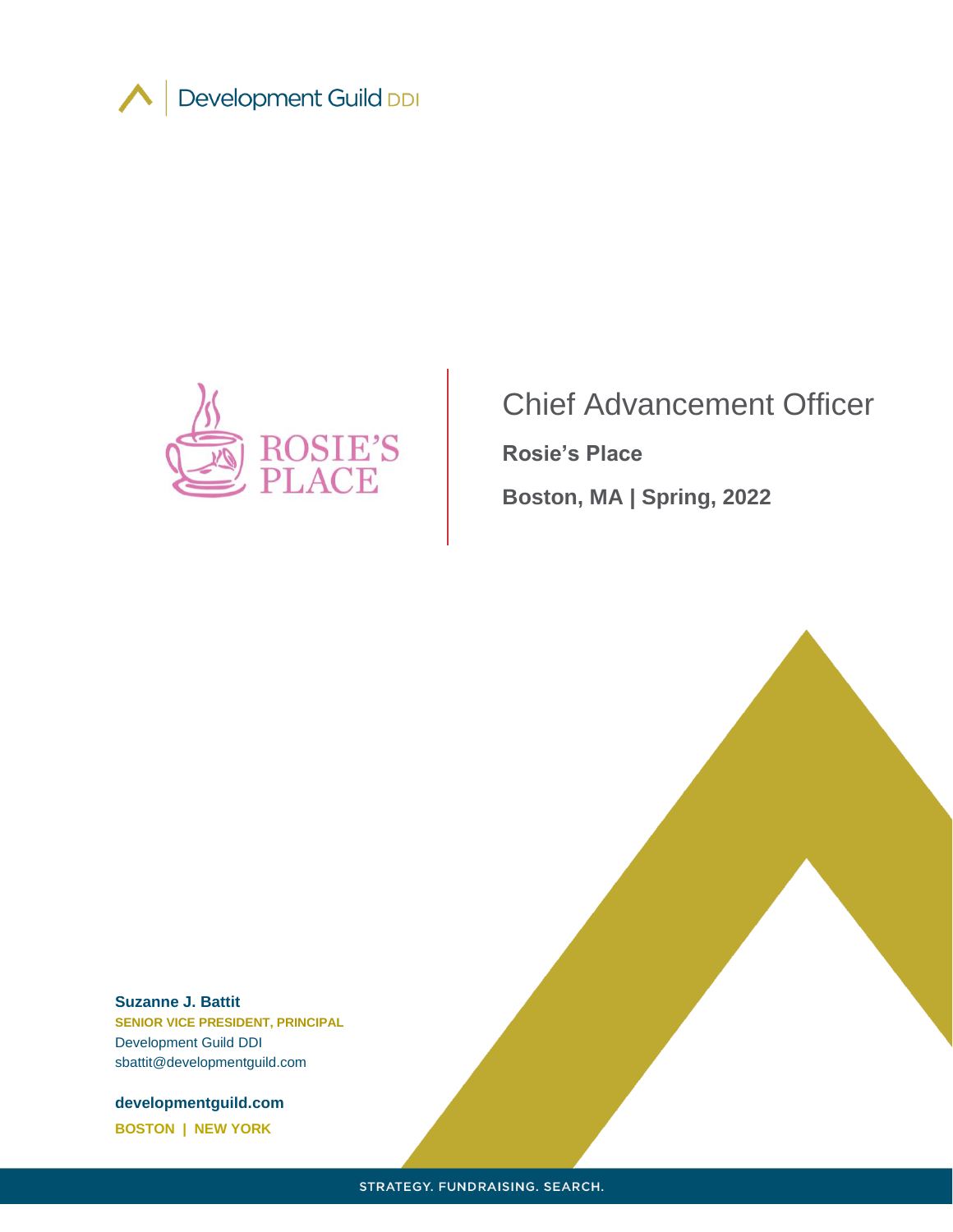Development Guild DDI

ROSIE'S PLACE

# Chief Advancement Officer

**Rosie's Place**

**Boston, MA | Spring, 2022**

**Suzanne J. Battit**
**SENIOR VICE PRESIDENT, PRINCIPAL**
Development Guild DDI
sbattit@developmentguild.com

**developmentguild.com**
**BOSTON | NEW YORK**

STRATEGY. FUNDRAISING. SEARCH.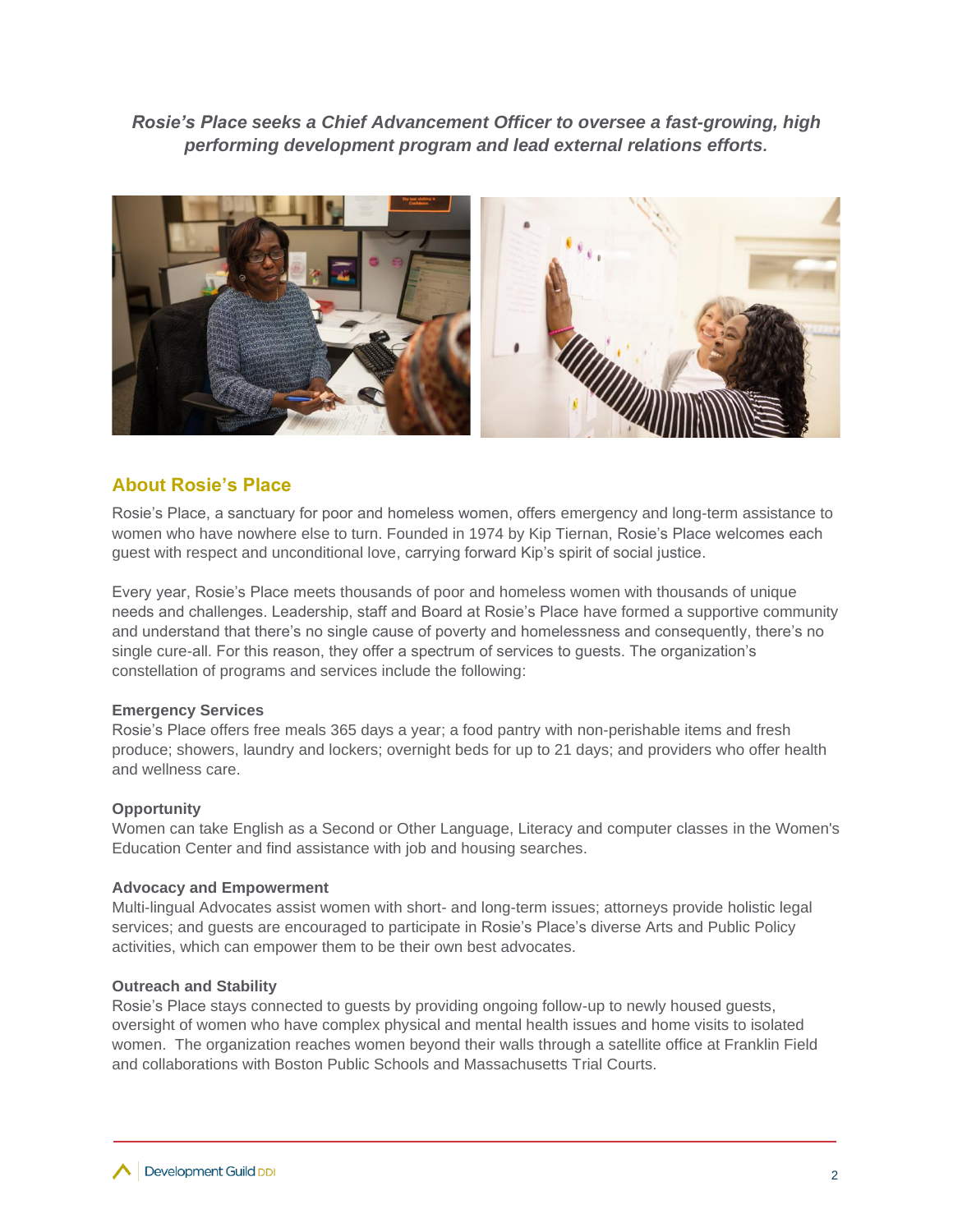***Rosie's Place seeks a Chief Advancement Officer to oversee a fast-growing, high performing development program and lead external relations efforts.***

## About Rosie's Place

Rosie's Place, a sanctuary for poor and homeless women, offers emergency and long-term assistance to women who have nowhere else to turn. Founded in 1974 by Kip Tiernan, Rosie's Place welcomes each guest with respect and unconditional love, carrying forward Kip's spirit of social justice.

Every year, Rosie's Place meets thousands of poor and homeless women with thousands of unique needs and challenges. Leadership, staff and Board at Rosie's Place have formed a supportive community and understand that there's no single cause of poverty and homelessness and consequently, there's no single cure-all. For this reason, they offer a spectrum of services to guests. The organization's constellation of programs and services include the following:

**Emergency Services**
Rosie's Place offers free meals 365 days a year; a food pantry with non-perishable items and fresh produce; showers, laundry and lockers; overnight beds for up to 21 days; and providers who offer health and wellness care.

**Opportunity**
Women can take English as a Second or Other Language, Literacy and computer classes in the Women's Education Center and find assistance with job and housing searches.

**Advocacy and Empowerment**
Multi-lingual Advocates assist women with short- and long-term issues; attorneys provide holistic legal services; and guests are encouraged to participate in Rosie's Place's diverse Arts and Public Policy activities, which can empower them to be their own best advocates.

**Outreach and Stability**
Rosie's Place stays connected to guests by providing ongoing follow-up to newly housed guests, oversight of women who have complex physical and mental health issues and home visits to isolated women. The organization reaches women beyond their walls through a satellite office at Franklin Field and collaborations with Boston Public Schools and Massachusetts Trial Courts.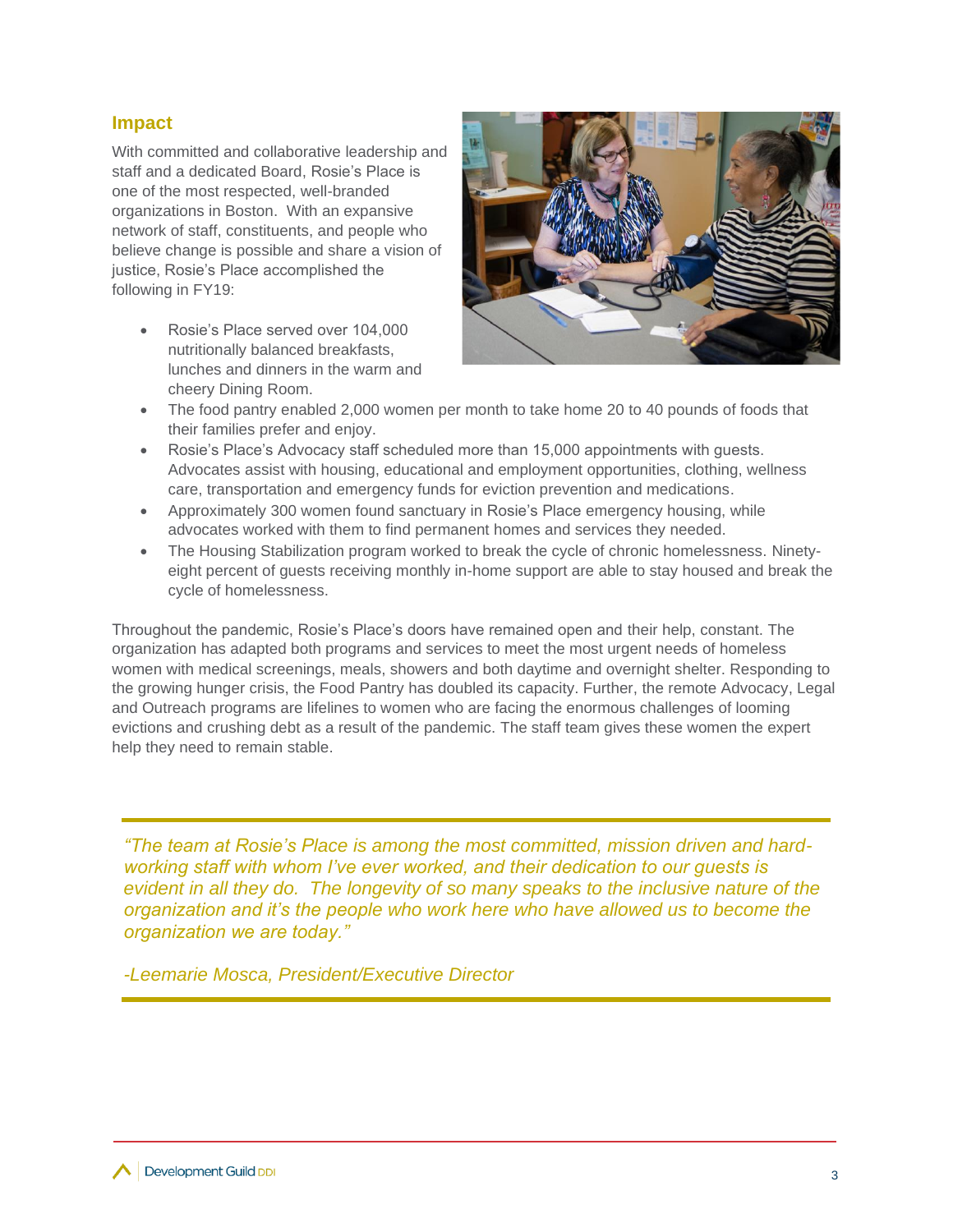## Impact

With committed and collaborative leadership and staff and a dedicated Board, Rosie's Place is one of the most respected, well-branded organizations in Boston. With an expansive network of staff, constituents, and people who believe change is possible and share a vision of justice, Rosie's Place accomplished the following in FY19:

- Rosie's Place served over 104,000 nutritionally balanced breakfasts, lunches and dinners in the warm and cheery Dining Room.
- The food pantry enabled 2,000 women per month to take home 20 to 40 pounds of foods that their families prefer and enjoy.
- Rosie's Place's Advocacy staff scheduled more than 15,000 appointments with guests. Advocates assist with housing, educational and employment opportunities, clothing, wellness care, transportation and emergency funds for eviction prevention and medications.
- Approximately 300 women found sanctuary in Rosie's Place emergency housing, while advocates worked with them to find permanent homes and services they needed.
- The Housing Stabilization program worked to break the cycle of chronic homelessness. Ninety-eight percent of guests receiving monthly in-home support are able to stay housed and break the cycle of homelessness.

Throughout the pandemic, Rosie's Place's doors have remained open and their help, constant. The organization has adapted both programs and services to meet the most urgent needs of homeless women with medical screenings, meals, showers and both daytime and overnight shelter. Responding to the growing hunger crisis, the Food Pantry has doubled its capacity. Further, the remote Advocacy, Legal and Outreach programs are lifelines to women who are facing the enormous challenges of looming evictions and crushing debt as a result of the pandemic. The staff team gives these women the expert help they need to remain stable.

---

*"The team at Rosie's Place is among the most committed, mission driven and hard-working staff with whom I've ever worked, and their dedication to our guests is evident in all they do. The longevity of so many speaks to the inclusive nature of the organization and it's the people who work here who have allowed us to become the organization we are today."*

*-Leemarie Mosca, President/Executive Director*

---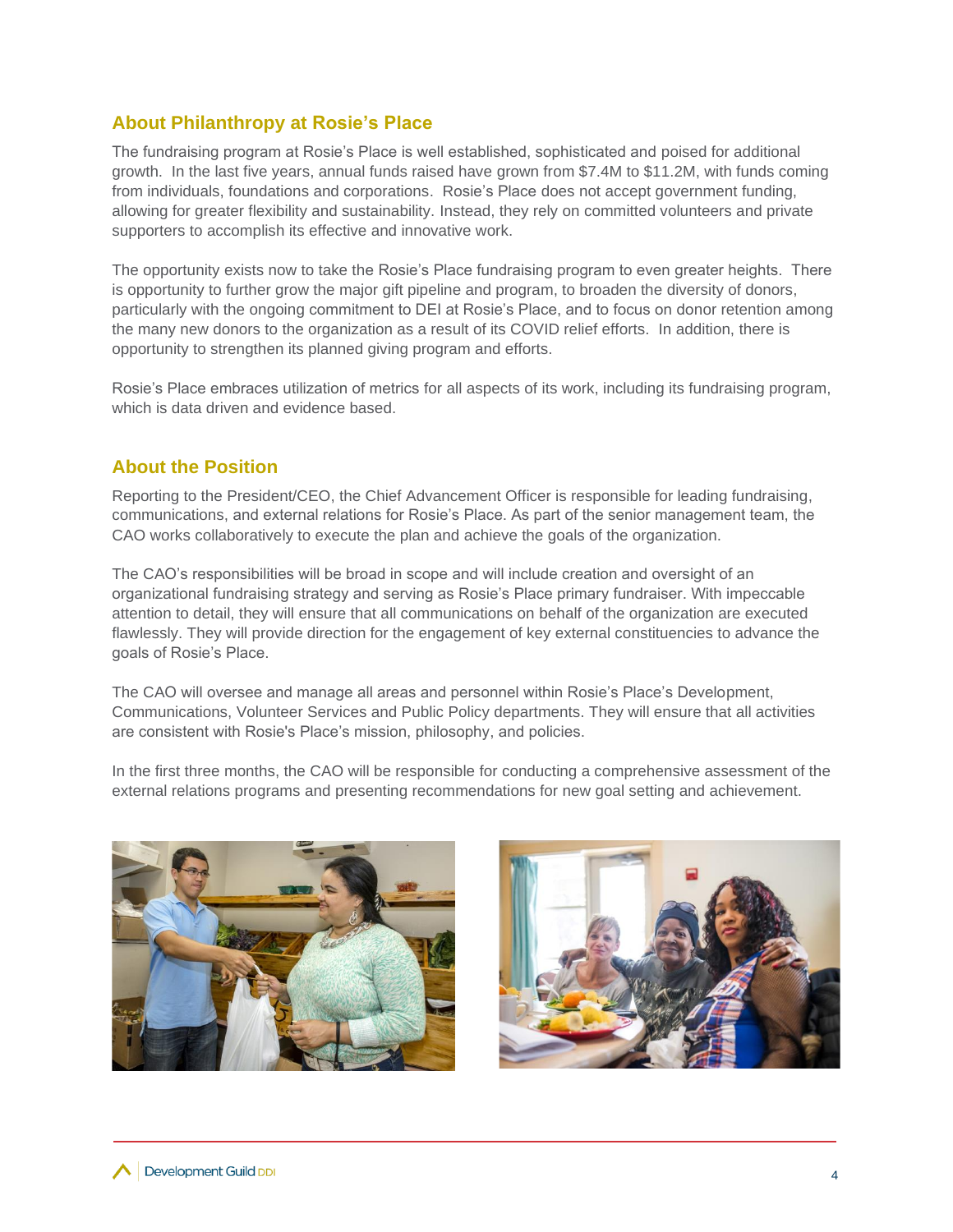## About Philanthropy at Rosie's Place

The fundraising program at Rosie's Place is well established, sophisticated and poised for additional growth. In the last five years, annual funds raised have grown from $7.4M to $11.2M, with funds coming from individuals, foundations and corporations. Rosie's Place does not accept government funding, allowing for greater flexibility and sustainability. Instead, they rely on committed volunteers and private supporters to accomplish its effective and innovative work.

The opportunity exists now to take the Rosie's Place fundraising program to even greater heights. There is opportunity to further grow the major gift pipeline and program, to broaden the diversity of donors, particularly with the ongoing commitment to DEI at Rosie's Place, and to focus on donor retention among the many new donors to the organization as a result of its COVID relief efforts. In addition, there is opportunity to strengthen its planned giving program and efforts.

Rosie's Place embraces utilization of metrics for all aspects of its work, including its fundraising program, which is data driven and evidence based.

## About the Position

Reporting to the President/CEO, the Chief Advancement Officer is responsible for leading fundraising, communications, and external relations for Rosie's Place. As part of the senior management team, the CAO works collaboratively to execute the plan and achieve the goals of the organization.

The CAO's responsibilities will be broad in scope and will include creation and oversight of an organizational fundraising strategy and serving as Rosie's Place primary fundraiser. With impeccable attention to detail, they will ensure that all communications on behalf of the organization are executed flawlessly. They will provide direction for the engagement of key external constituencies to advance the goals of Rosie's Place.

The CAO will oversee and manage all areas and personnel within Rosie's Place's Development, Communications, Volunteer Services and Public Policy departments. They will ensure that all activities are consistent with Rosie's Place's mission, philosophy, and policies.

In the first three months, the CAO will be responsible for conducting a comprehensive assessment of the external relations programs and presenting recommendations for new goal setting and achievement.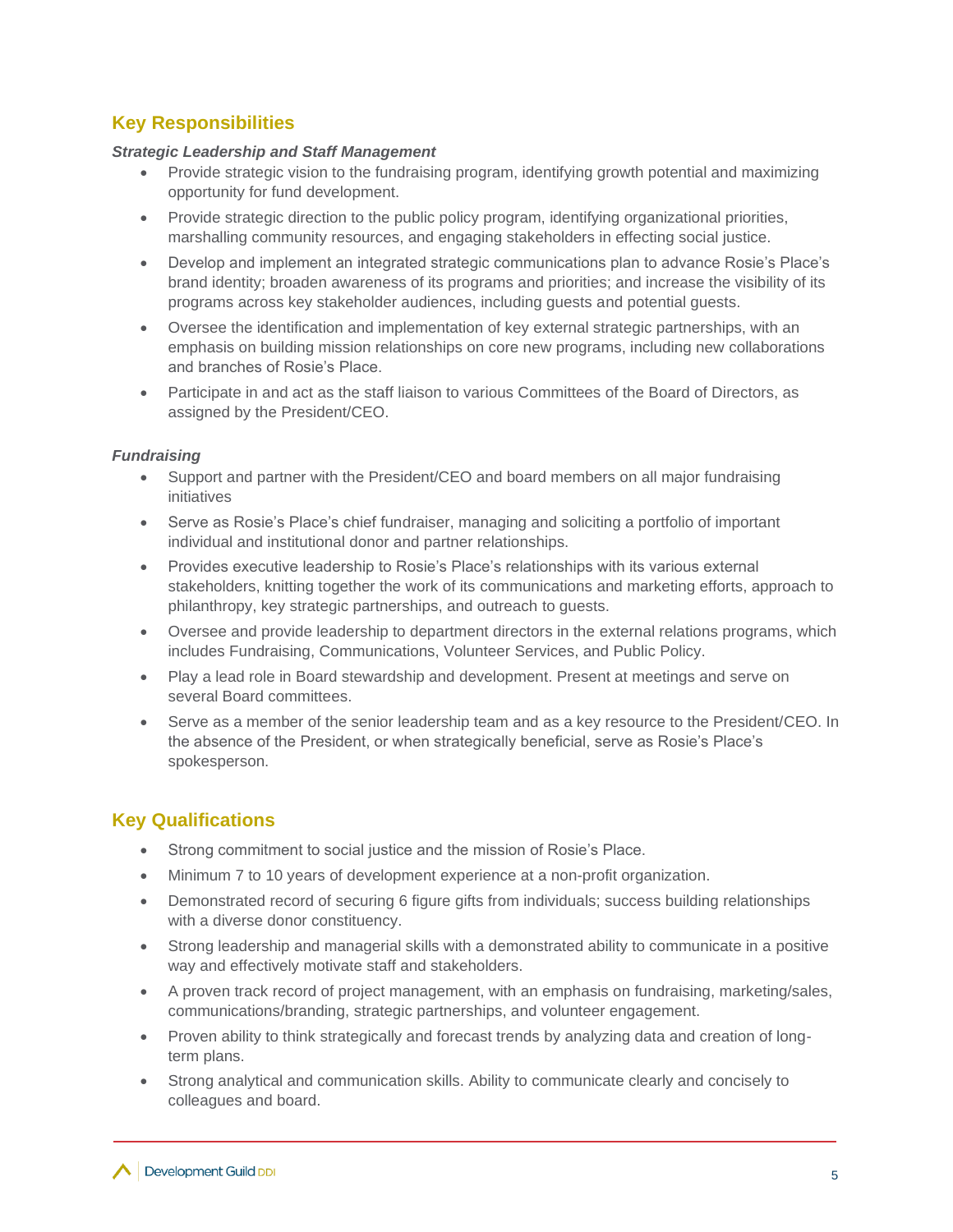## Key Responsibilities

***Strategic Leadership and Staff Management***

- Provide strategic vision to the fundraising program, identifying growth potential and maximizing opportunity for fund development.
- Provide strategic direction to the public policy program, identifying organizational priorities, marshalling community resources, and engaging stakeholders in effecting social justice.
- Develop and implement an integrated strategic communications plan to advance Rosie's Place's brand identity; broaden awareness of its programs and priorities; and increase the visibility of its programs across key stakeholder audiences, including guests and potential guests.
- Oversee the identification and implementation of key external strategic partnerships, with an emphasis on building mission relationships on core new programs, including new collaborations and branches of Rosie's Place.
- Participate in and act as the staff liaison to various Committees of the Board of Directors, as assigned by the President/CEO.

***Fundraising***

- Support and partner with the President/CEO and board members on all major fundraising initiatives
- Serve as Rosie's Place's chief fundraiser, managing and soliciting a portfolio of important individual and institutional donor and partner relationships.
- Provides executive leadership to Rosie's Place's relationships with its various external stakeholders, knitting together the work of its communications and marketing efforts, approach to philanthropy, key strategic partnerships, and outreach to guests.
- Oversee and provide leadership to department directors in the external relations programs, which includes Fundraising, Communications, Volunteer Services, and Public Policy.
- Play a lead role in Board stewardship and development. Present at meetings and serve on several Board committees.
- Serve as a member of the senior leadership team and as a key resource to the President/CEO. In the absence of the President, or when strategically beneficial, serve as Rosie's Place's spokesperson.

## Key Qualifications

- Strong commitment to social justice and the mission of Rosie's Place.
- Minimum 7 to 10 years of development experience at a non-profit organization.
- Demonstrated record of securing 6 figure gifts from individuals; success building relationships with a diverse donor constituency.
- Strong leadership and managerial skills with a demonstrated ability to communicate in a positive way and effectively motivate staff and stakeholders.
- A proven track record of project management, with an emphasis on fundraising, marketing/sales, communications/branding, strategic partnerships, and volunteer engagement.
- Proven ability to think strategically and forecast trends by analyzing data and creation of long-term plans.
- Strong analytical and communication skills. Ability to communicate clearly and concisely to colleagues and board.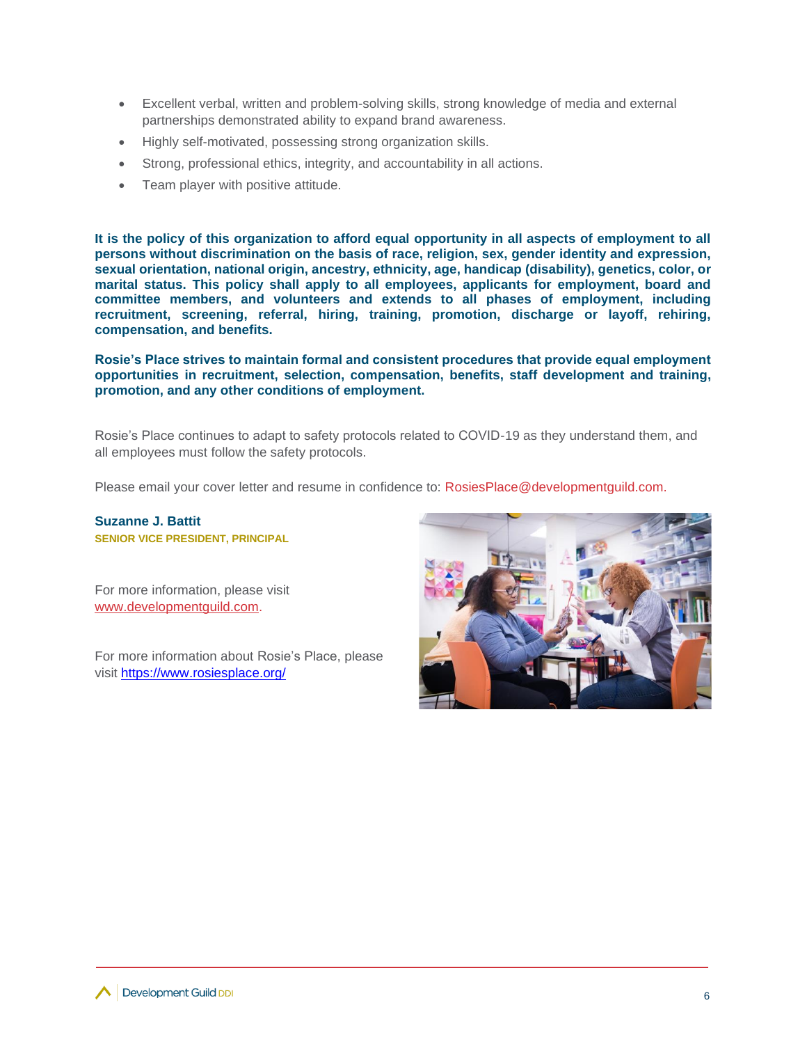- Excellent verbal, written and problem-solving skills, strong knowledge of media and external partnerships demonstrated ability to expand brand awareness.
- Highly self-motivated, possessing strong organization skills.
- Strong, professional ethics, integrity, and accountability in all actions.
- Team player with positive attitude.

**It is the policy of this organization to afford equal opportunity in all aspects of employment to all persons without discrimination on the basis of race, religion, sex, gender identity and expression, sexual orientation, national origin, ancestry, ethnicity, age, handicap (disability), genetics, color, or marital status. This policy shall apply to all employees, applicants for employment, board and committee members, and volunteers and extends to all phases of employment, including recruitment, screening, referral, hiring, training, promotion, discharge or layoff, rehiring, compensation, and benefits.**

**Rosie's Place strives to maintain formal and consistent procedures that provide equal employment opportunities in recruitment, selection, compensation, benefits, staff development and training, promotion, and any other conditions of employment.**

Rosie's Place continues to adapt to safety protocols related to COVID-19 as they understand them, and all employees must follow the safety protocols.

Please email your cover letter and resume in confidence to: RosiesPlace@developmentguild.com.

**Suzanne J. Battit**
**SENIOR VICE PRESIDENT, PRINCIPAL**

For more information, please visit [www.developmentguild.com](http://www.developmentguild.com).

For more information about Rosie's Place, please visit [https://www.rosiesplace.org/](https://www.rosiesplace.org/)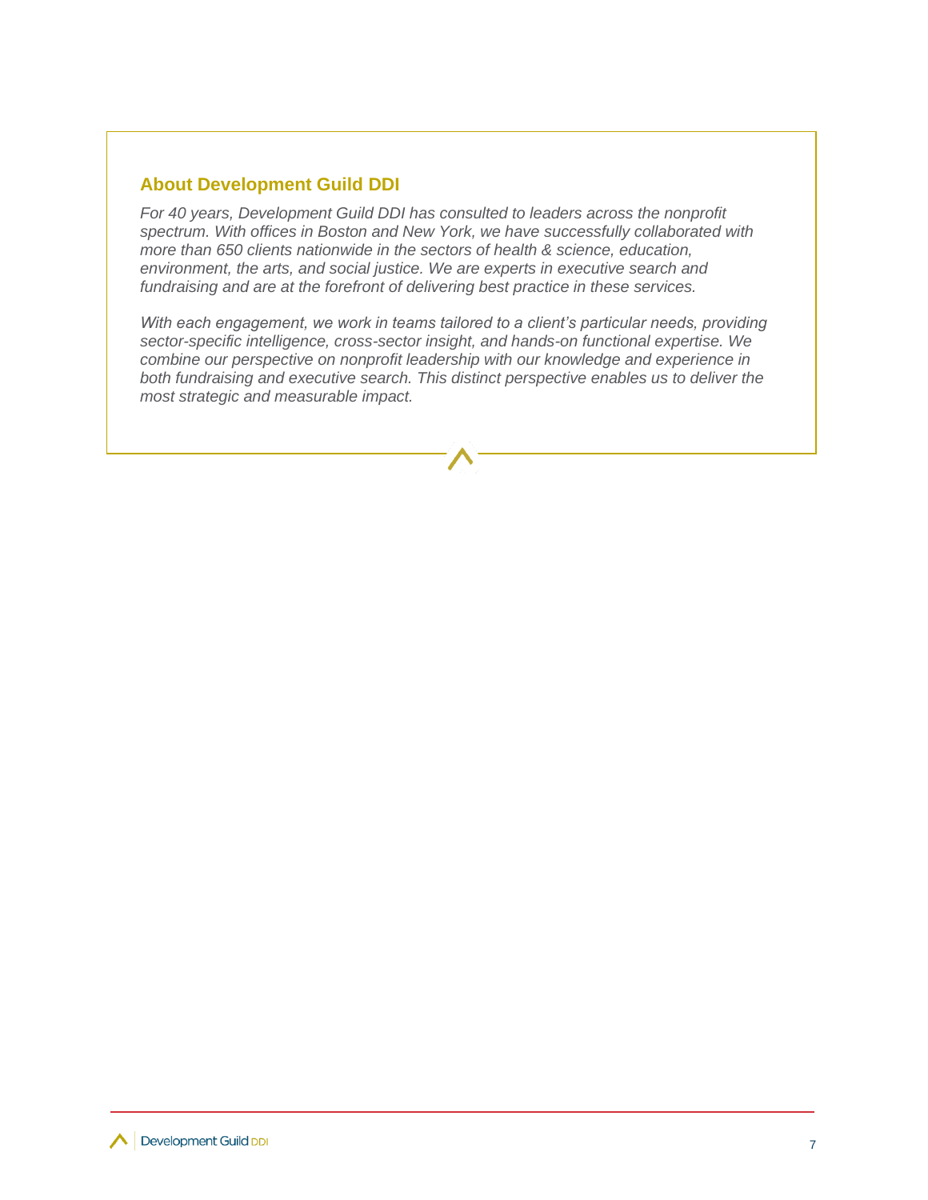## About Development Guild DDI

*For 40 years, Development Guild DDI has consulted to leaders across the nonprofit spectrum. With offices in Boston and New York, we have successfully collaborated with more than 650 clients nationwide in the sectors of health & science, education, environment, the arts, and social justice. We are experts in executive search and fundraising and are at the forefront of delivering best practice in these services.*

*With each engagement, we work in teams tailored to a client's particular needs, providing sector-specific intelligence, cross-sector insight, and hands-on functional expertise. We combine our perspective on nonprofit leadership with our knowledge and experience in both fundraising and executive search. This distinct perspective enables us to deliver the most strategic and measurable impact.*